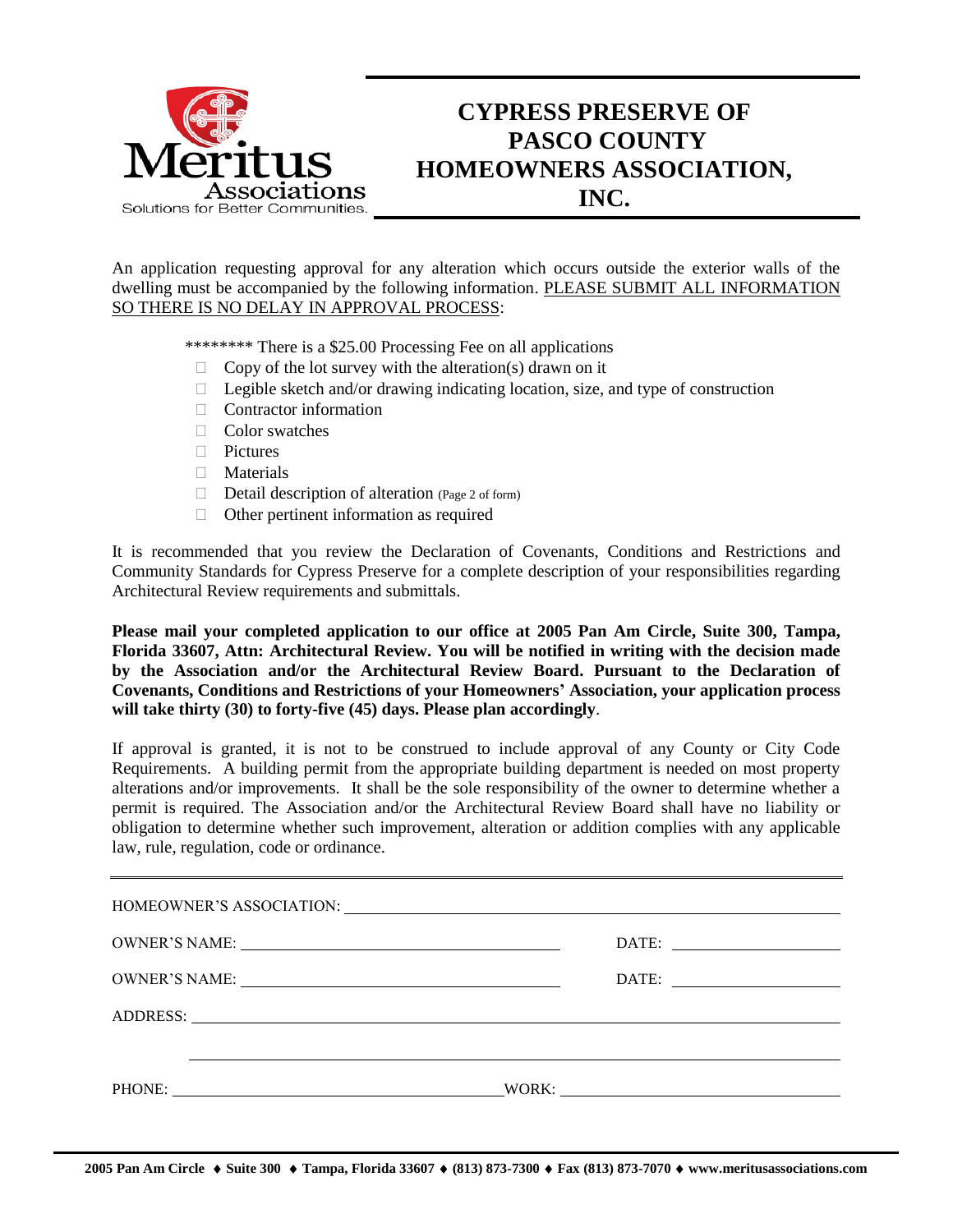Meritus Associations
Solutions for Better Communities.

# CYPRESS PRESERVE OF PASCO COUNTY HOMEOWNERS ASSOCIATION, INC.

An application requesting approval for any alteration which occurs outside the exterior walls of the dwelling must be accompanied by the following information. PLEASE SUBMIT ALL INFORMATION SO THERE IS NO DELAY IN APPROVAL PROCESS:

******** There is a $25.00 Processing Fee on all applications

- ☐ Copy of the lot survey with the alteration(s) drawn on it
- ☐ Legible sketch and/or drawing indicating location, size, and type of construction
- ☐ Contractor information
- ☐ Color swatches
- ☐ Pictures
- ☐ Materials
- ☐ Detail description of alteration (Page 2 of form)
- ☐ Other pertinent information as required

It is recommended that you review the Declaration of Covenants, Conditions and Restrictions and Community Standards for Cypress Preserve for a complete description of your responsibilities regarding Architectural Review requirements and submittals.

**Please mail your completed application to our office at 2005 Pan Am Circle, Suite 300, Tampa, Florida 33607, Attn: Architectural Review. You will be notified in writing with the decision made by the Association and/or the Architectural Review Board. Pursuant to the Declaration of Covenants, Conditions and Restrictions of your Homeowners' Association, your application process will take thirty (30) to forty-five (45) days. Please plan accordingly**.

If approval is granted, it is not to be construed to include approval of any County or City Code Requirements. A building permit from the appropriate building department is needed on most property alterations and/or improvements. It shall be the sole responsibility of the owner to determine whether a permit is required. The Association and/or the Architectural Review Board shall have no liability or obligation to determine whether such improvement, alteration or addition complies with any applicable law, rule, regulation, code or ordinance.

---

HOMEOWNER'S ASSOCIATION: ____________________________________________

OWNER'S NAME: ______________________________ DATE: ________________

OWNER'S NAME: ______________________________ DATE: ________________

ADDRESS: ____________________________________________________________

_____________________________________________________________________

PHONE: ______________________________ WORK: ____________________________

2005 Pan Am Circle ♦ Suite 300 ♦ Tampa, Florida 33607 ♦ (813) 873-7300 ♦ Fax (813) 873-7070 ♦ www.meritusassociations.com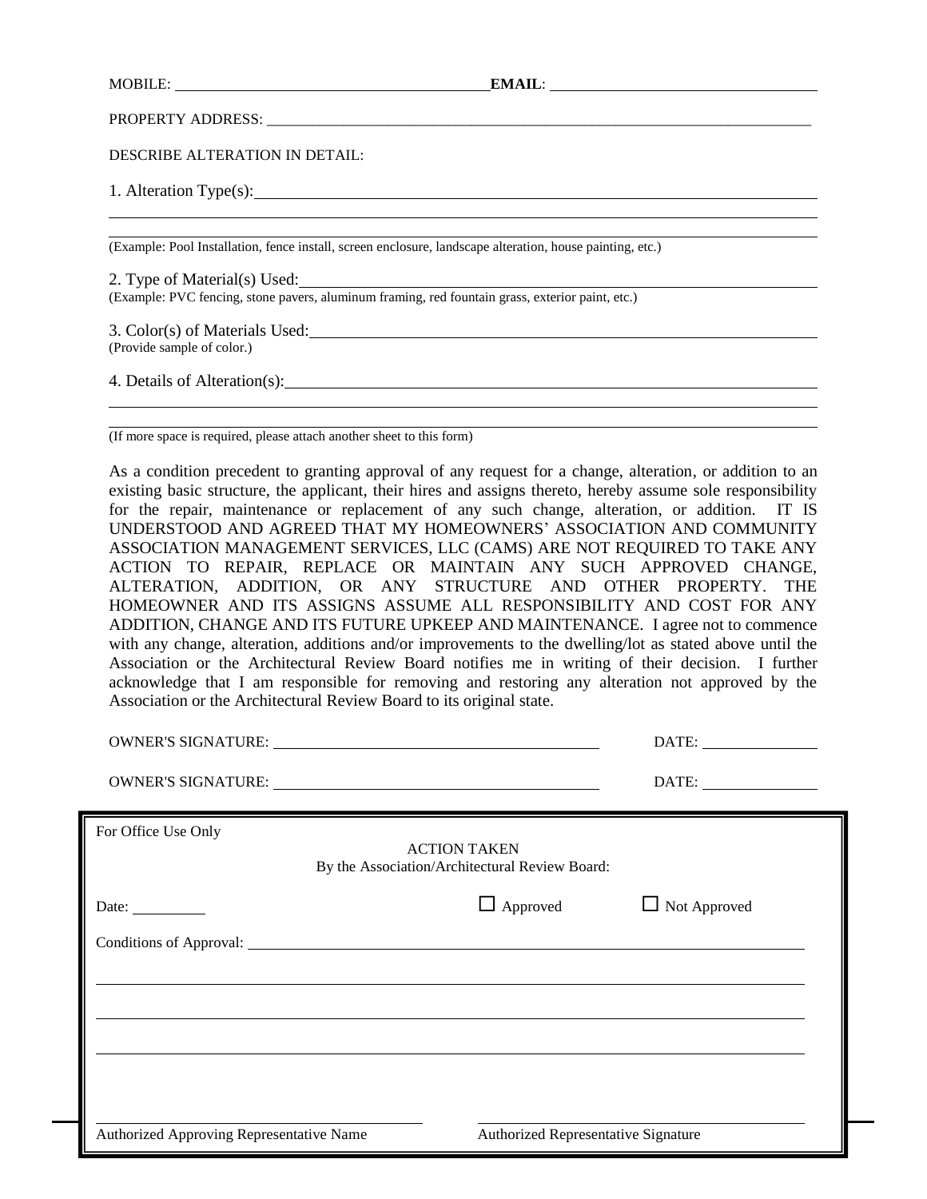MOBILE: ______________________________ **EMAIL**: ______________________________

PROPERTY ADDRESS: ______________________________________________________________

DESCRIBE ALTERATION IN DETAIL:

1. Alteration Type(s): ______________________________________________________________

______________________________________________________________

______________________________________________________________

(Example: Pool Installation, fence install, screen enclosure, landscape alteration, house painting, etc.)

2. Type of Material(s) Used: ______________________________________________________________

(Example: PVC fencing, stone pavers, aluminum framing, red fountain grass, exterior paint, etc.)

3. Color(s) of Materials Used: ______________________________________________________________

(Provide sample of color.)

4. Details of Alteration(s): ______________________________________________________________

______________________________________________________________

______________________________________________________________

(If more space is required, please attach another sheet to this form)

As a condition precedent to granting approval of any request for a change, alteration, or addition to an existing basic structure, the applicant, their hires and assigns thereto, hereby assume sole responsibility for the repair, maintenance or replacement of any such change, alteration, or addition. IT IS UNDERSTOOD AND AGREED THAT MY HOMEOWNERS' ASSOCIATION AND COMMUNITY ASSOCIATION MANAGEMENT SERVICES, LLC (CAMS) ARE NOT REQUIRED TO TAKE ANY ACTION TO REPAIR, REPLACE OR MAINTAIN ANY SUCH APPROVED CHANGE, ALTERATION, ADDITION, OR ANY STRUCTURE AND OTHER PROPERTY. THE HOMEOWNER AND ITS ASSIGNS ASSUME ALL RESPONSIBILITY AND COST FOR ANY ADDITION, CHANGE AND ITS FUTURE UPKEEP AND MAINTENANCE. I agree not to commence with any change, alteration, additions and/or improvements to the dwelling/lot as stated above until the Association or the Architectural Review Board notifies me in writing of their decision. I further acknowledge that I am responsible for removing and restoring any alteration not approved by the Association or the Architectural Review Board to its original state.

OWNER'S SIGNATURE: ______________________________ DATE: ______________

OWNER'S SIGNATURE: ______________________________ DATE: ______________

---

For Office Use Only

ACTION TAKEN
By the Association/Architectural Review Board:

Date: __________ ☐ Approved ☐ Not Approved

Conditions of Approval: ______________________________________________________________

______________________________________________________________

______________________________________________________________

______________________________________________________________

______________________________ ______________________________

Authorized Approving Representative Name Authorized Representative Signature